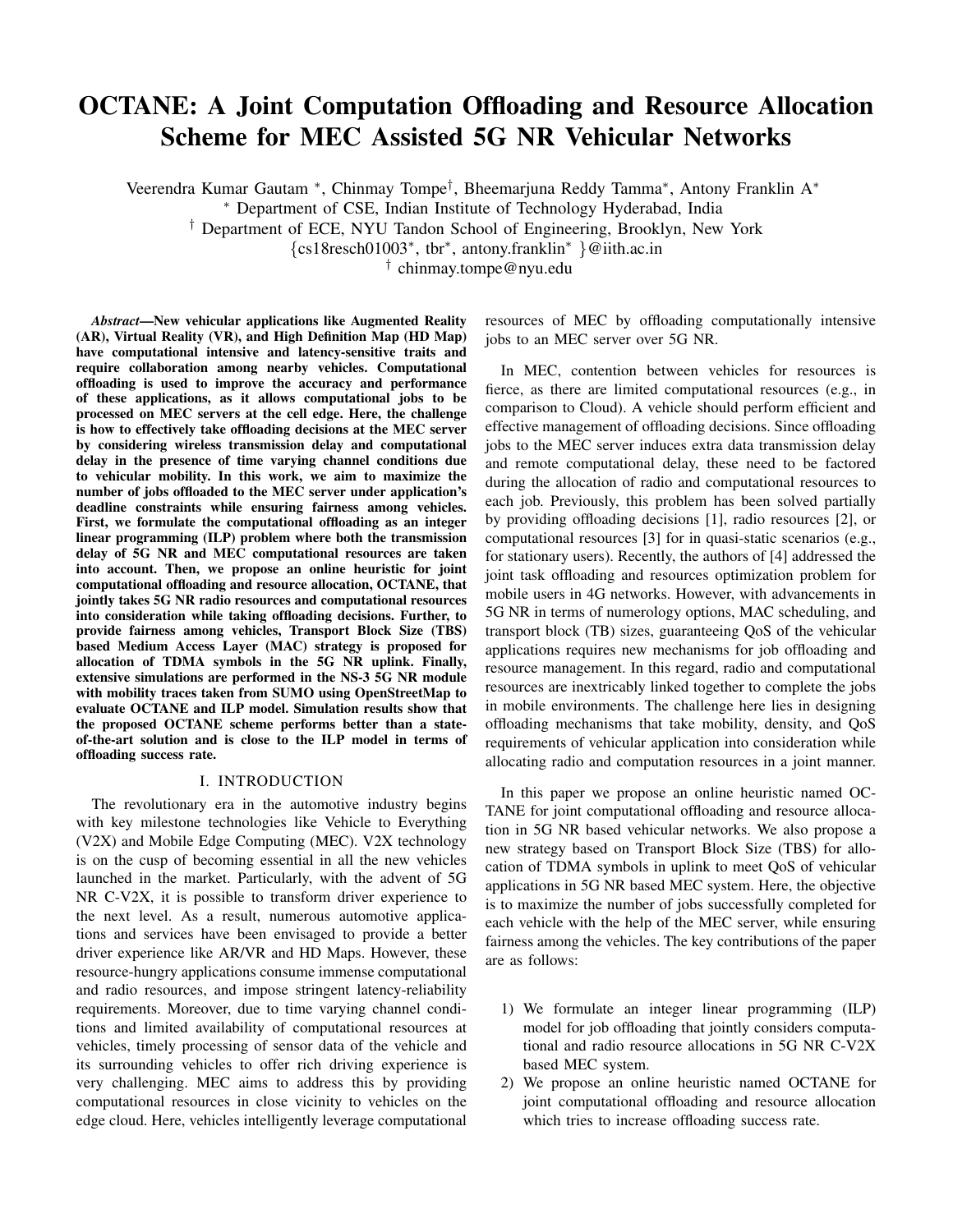# OCTANE: A Joint Computation Offloading and Resource Allocation Scheme for MEC Assisted 5G NR Vehicular Networks

Veerendra Kumar Gautam *, Chinmay Tompe†, Bheemarjuna Reddy Tamma*, Antony Franklin A*

* Department of CSE, Indian Institute of Technology Hyderabad, India

† Department of ECE, NYU Tandon School of Engineering, Brooklyn, New York

{cs18resch01003*, tbr*, antony.franklin* }@iith.ac.in

† chinmay.tompe@nyu.edu

***Abstract*—New vehicular applications like Augmented Reality (AR), Virtual Reality (VR), and High Definition Map (HD Map) have computational intensive and latency-sensitive traits and require collaboration among nearby vehicles. Computational offloading is used to improve the accuracy and performance of these applications, as it allows computational jobs to be processed on MEC servers at the cell edge. Here, the challenge is how to effectively take offloading decisions at the MEC server by considering wireless transmission delay and computational delay in the presence of time varying channel conditions due to vehicular mobility. In this work, we aim to maximize the number of jobs offloaded to the MEC server under application's deadline constraints while ensuring fairness among vehicles. First, we formulate the computational offloading as an integer linear programming (ILP) problem where both the transmission delay of 5G NR and MEC computational resources are taken into account. Then, we propose an online heuristic for joint computational offloading and resource allocation, OCTANE, that jointly takes 5G NR radio resources and computational resources into consideration while taking offloading decisions. Further, to provide fairness among vehicles, Transport Block Size (TBS) based Medium Access Layer (MAC) strategy is proposed for allocation of TDMA symbols in the 5G NR uplink. Finally, extensive simulations are performed in the NS-3 5G NR module with mobility traces taken from SUMO using OpenStreetMap to evaluate OCTANE and ILP model. Simulation results show that the proposed OCTANE scheme performs better than a state-of-the-art solution and is close to the ILP model in terms of offloading success rate.**

## I. INTRODUCTION

The revolutionary era in the automotive industry begins with key milestone technologies like Vehicle to Everything (V2X) and Mobile Edge Computing (MEC). V2X technology is on the cusp of becoming essential in all the new vehicles launched in the market. Particularly, with the advent of 5G NR C-V2X, it is possible to transform driver experience to the next level. As a result, numerous automotive applications and services have been envisaged to provide a better driver experience like AR/VR and HD Maps. However, these resource-hungry applications consume immense computational and radio resources, and impose stringent latency-reliability requirements. Moreover, due to time varying channel conditions and limited availability of computational resources at vehicles, timely processing of sensor data of the vehicle and its surrounding vehicles to offer rich driving experience is very challenging. MEC aims to address this by providing computational resources in close vicinity to vehicles on the edge cloud. Here, vehicles intelligently leverage computational resources of MEC by offloading computationally intensive jobs to an MEC server over 5G NR.

In MEC, contention between vehicles for resources is fierce, as there are limited computational resources (e.g., in comparison to Cloud). A vehicle should perform efficient and effective management of offloading decisions. Since offloading jobs to the MEC server induces extra data transmission delay and remote computational delay, these need to be factored during the allocation of radio and computational resources to each job. Previously, this problem has been solved partially by providing offloading decisions [1], radio resources [2], or computational resources [3] for in quasi-static scenarios (e.g., for stationary users). Recently, the authors of [4] addressed the joint task offloading and resources optimization problem for mobile users in 4G networks. However, with advancements in 5G NR in terms of numerology options, MAC scheduling, and transport block (TB) sizes, guaranteeing QoS of the vehicular applications requires new mechanisms for job offloading and resource management. In this regard, radio and computational resources are inextricably linked together to complete the jobs in mobile environments. The challenge here lies in designing offloading mechanisms that take mobility, density, and QoS requirements of vehicular application into consideration while allocating radio and computation resources in a joint manner.

In this paper we propose an online heuristic named OCTANE for joint computational offloading and resource allocation in 5G NR based vehicular networks. We also propose a new strategy based on Transport Block Size (TBS) for allocation of TDMA symbols in uplink to meet QoS of vehicular applications in 5G NR based MEC system. Here, the objective is to maximize the number of jobs successfully completed for each vehicle with the help of the MEC server, while ensuring fairness among the vehicles. The key contributions of the paper are as follows:

1) We formulate an integer linear programming (ILP) model for job offloading that jointly considers computational and radio resource allocations in 5G NR C-V2X based MEC system.
2) We propose an online heuristic named OCTANE for joint computational offloading and resource allocation which tries to increase offloading success rate.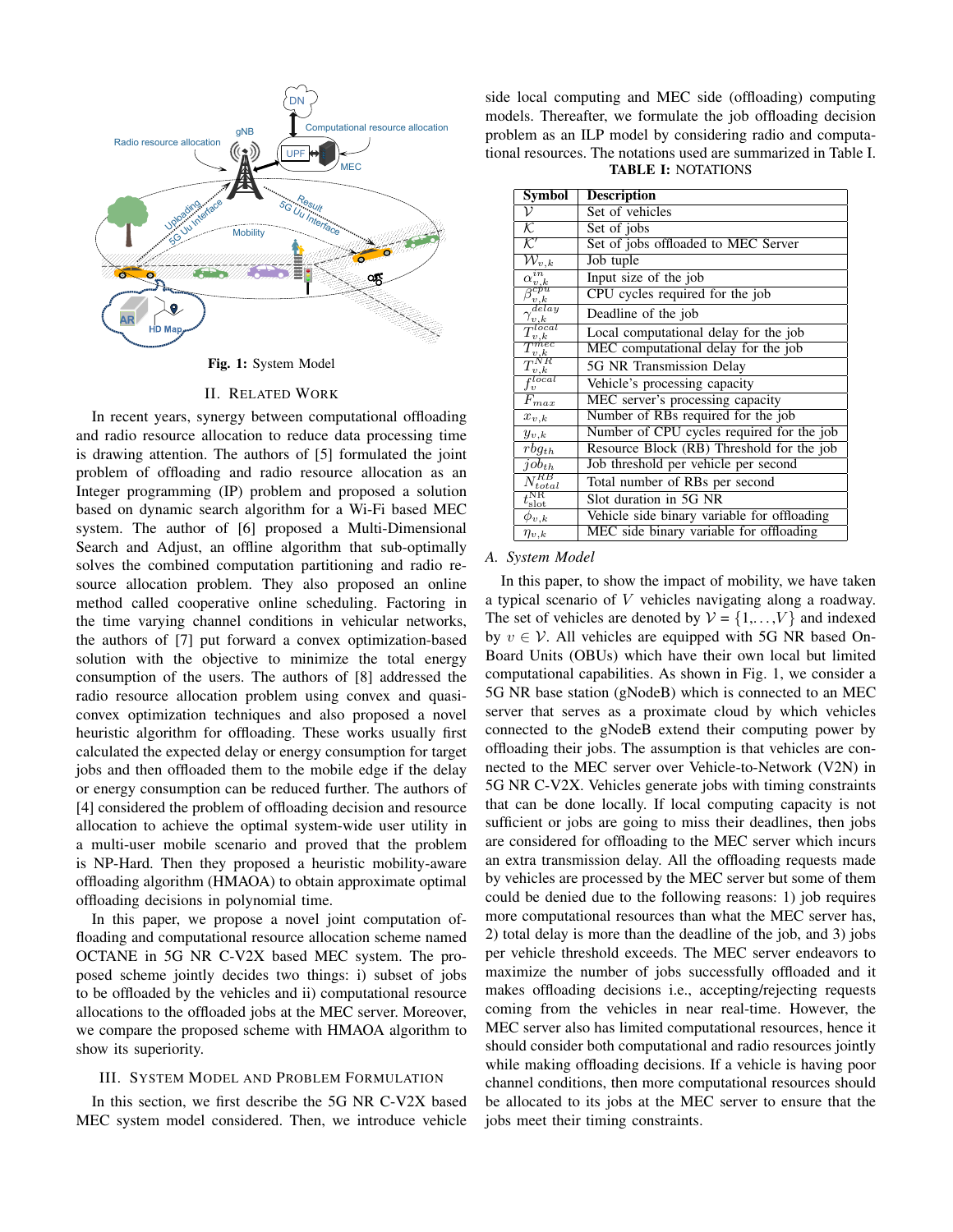Fig. 1: System Model

## II. Related Work

In recent years, synergy between computational offloading and radio resource allocation to reduce data processing time is drawing attention. The authors of [5] formulated the joint problem of offloading and radio resource allocation as an Integer programming (IP) problem and proposed a solution based on dynamic search algorithm for a Wi-Fi based MEC system. The author of [6] proposed a Multi-Dimensional Search and Adjust, an offline algorithm that sub-optimally solves the combined computation partitioning and radio resource allocation problem. They also proposed an online method called cooperative online scheduling. Factoring in the time varying channel conditions in vehicular networks, the authors of [7] put forward a convex optimization-based solution with the objective to minimize the total energy consumption of the users. The authors of [8] addressed the radio resource allocation problem using convex and quasi-convex optimization techniques and also proposed a novel heuristic algorithm for offloading. These works usually first calculated the expected delay or energy consumption for target jobs and then offloaded them to the mobile edge if the delay or energy consumption can be reduced further. The authors of [4] considered the problem of offloading decision and resource allocation to achieve the optimal system-wide user utility in a multi-user mobile scenario and proved that the problem is NP-Hard. Then they proposed a heuristic mobility-aware offloading algorithm (HMAOA) to obtain approximate optimal offloading decisions in polynomial time.

In this paper, we propose a novel joint computation offloading and computational resource allocation scheme named OCTANE in 5G NR C-V2X based MEC system. The proposed scheme jointly decides two things: i) subset of jobs to be offloaded by the vehicles and ii) computational resource allocations to the offloaded jobs at the MEC server. Moreover, we compare the proposed scheme with HMAOA algorithm to show its superiority.

## III. System Model and Problem Formulation

In this section, we first describe the 5G NR C-V2X based MEC system model considered. Then, we introduce vehicle side local computing and MEC side (offloading) computing models. Thereafter, we formulate the job offloading decision problem as an ILP model by considering radio and computational resources. The notations used are summarized in Table I.

**TABLE I:** NOTATIONS

| Symbol | Description |
|---|---|
| $\mathcal{V}$ | Set of vehicles |
| $\mathcal{K}$ | Set of jobs |
| $\mathcal{K}'$ | Set of jobs offloaded to MEC Server |
| $\mathcal{W}_{v,k}$ | Job tuple |
| $\alpha_{v,k}^{in}$ | Input size of the job |
| $\beta_{v,k}^{cpu}$ | CPU cycles required for the job |
| $\gamma_{v,k}^{delay}$ | Deadline of the job |
| $T_{v,k}^{local}$ | Local computational delay for the job |
| $T_{v,k}^{mec}$ | MEC computational delay for the job |
| $T_{v,k}^{NR}$ | 5G NR Transmission Delay |
| $f_{v}^{local}$ | Vehicle's processing capacity |
| $F_{max}$ | MEC server's processing capacity |
| $x_{v,k}$ | Number of RBs required for the job |
| $y_{v,k}$ | Number of CPU cycles required for the job |
| $rbg_{th}$ | Resource Block (RB) Threshold for the job |
| $job_{th}$ | Job threshold per vehicle per second |
| $N_{total}^{RB}$ | Total number of RBs per second |
| $t_{\text{slot}}^{\text{NR}}$ | Slot duration in 5G NR |
| $\phi_{v,k}$ | Vehicle side binary variable for offloading |
| $\eta_{v,k}$ | MEC side binary variable for offloading |

### A. System Model

In this paper, to show the impact of mobility, we have taken a typical scenario of $V$ vehicles navigating along a roadway. The set of vehicles are denoted by $\mathcal{V} = \{1,\ldots,V\}$ and indexed by $v \in \mathcal{V}$. All vehicles are equipped with 5G NR based On-Board Units (OBUs) which have their own local but limited computational capabilities. As shown in Fig. 1, we consider a 5G NR base station (gNodeB) which is connected to an MEC server that serves as a proximate cloud by which vehicles connected to the gNodeB extend their computing power by offloading their jobs. The assumption is that vehicles are connected to the MEC server over Vehicle-to-Network (V2N) in 5G NR C-V2X. Vehicles generate jobs with timing constraints that can be done locally. If local computing capacity is not sufficient or jobs are going to miss their deadlines, then jobs are considered for offloading to the MEC server which incurs an extra transmission delay. All the offloading requests made by vehicles are processed by the MEC server but some of them could be denied due to the following reasons: 1) job requires more computational resources than what the MEC server has, 2) total delay is more than the deadline of the job, and 3) jobs per vehicle threshold exceeds. The MEC server endeavors to maximize the number of jobs successfully offloaded and it makes offloading decisions i.e., accepting/rejecting requests coming from the vehicles in near real-time. However, the MEC server also has limited computational resources, hence it should consider both computational and radio resources jointly while making offloading decisions. If a vehicle is having poor channel conditions, then more computational resources should be allocated to its jobs at the MEC server to ensure that the jobs meet their timing constraints.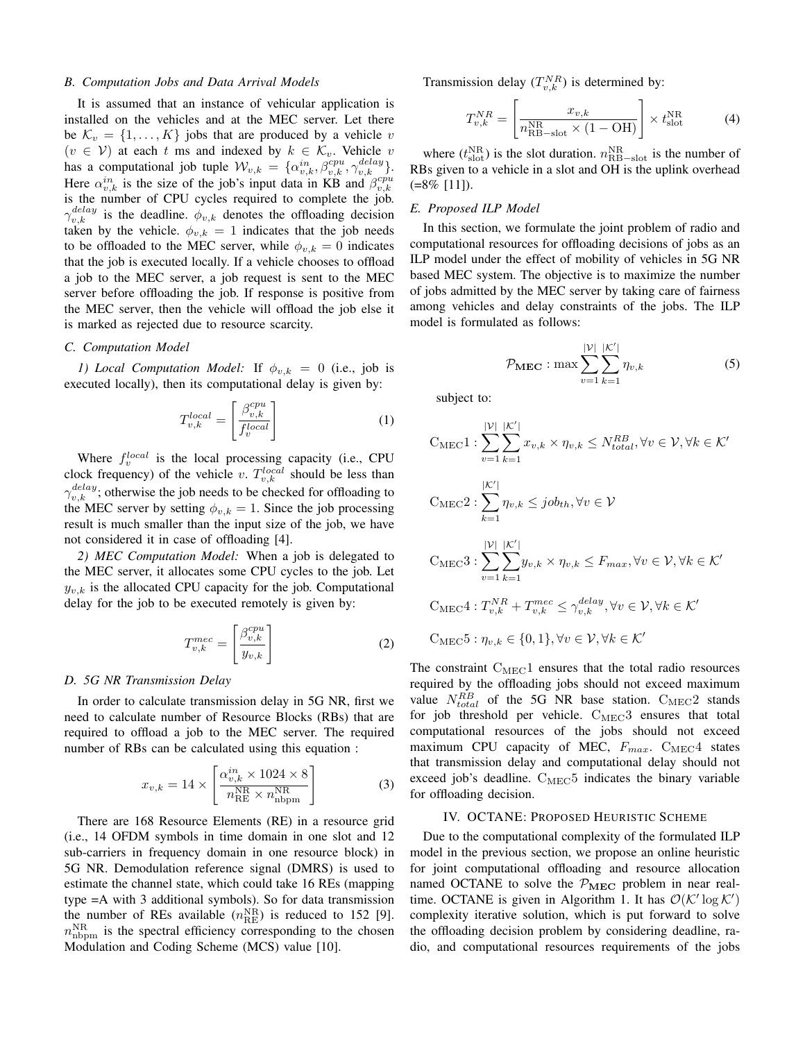### B. Computation Jobs and Data Arrival Models

It is assumed that an instance of vehicular application is installed on the vehicles and at the MEC server. Let there be $\mathcal{K}_v = \{1, \ldots, K\}$ jobs that are produced by a vehicle $v$ ($v \in \mathcal{V}$) at each $t$ ms and indexed by $k \in \mathcal{K}_v$. Vehicle $v$ has a computational job tuple $\mathcal{W}_{v,k} = \{\alpha^{in}_{v,k}, \beta^{cpu}_{v,k}, \gamma^{delay}_{v,k}\}$. Here $\alpha^{in}_{v,k}$ is the size of the job's input data in KB and $\beta^{cpu}_{v,k}$ is the number of CPU cycles required to complete the job. $\gamma^{delay}_{v,k}$ is the deadline. $\phi_{v,k}$ denotes the offloading decision taken by the vehicle. $\phi_{v,k} = 1$ indicates that the job needs to be offloaded to the MEC server, while $\phi_{v,k} = 0$ indicates that the job is executed locally. If a vehicle chooses to offload a job to the MEC server, a job request is sent to the MEC server before offloading the job. If response is positive from the MEC server, then the vehicle will offload the job else it is marked as rejected due to resource scarcity.

### C. Computation Model

*1) Local Computation Model:* If $\phi_{v,k} = 0$ (i.e., job is executed locally), then its computational delay is given by:

$$T^{local}_{v,k} = \left\lceil \frac{\beta^{cpu}_{v,k}}{f^{local}_v} \right\rceil \tag{1}$$

Where $f^{local}_v$ is the local processing capacity (i.e., CPU clock frequency) of the vehicle $v$. $T^{local}_{v,k}$ should be less than $\gamma^{delay}_{v,k}$; otherwise the job needs to be checked for offloading to the MEC server by setting $\phi_{v,k} = 1$. Since the job processing result is much smaller than the input size of the job, we have not considered it in case of offloading [4].

*2) MEC Computation Model:* When a job is delegated to the MEC server, it allocates some CPU cycles to the job. Let $y_{v,k}$ is the allocated CPU capacity for the job. Computational delay for the job to be executed remotely is given by:

$$T^{mec}_{v,k} = \left\lceil \frac{\beta^{cpu}_{v,k}}{y_{v,k}} \right\rceil \tag{2}$$

### D. 5G NR Transmission Delay

In order to calculate transmission delay in 5G NR, first we need to calculate number of Resource Blocks (RBs) that are required to offload a job to the MEC server. The required number of RBs can be calculated using this equation :

$$x_{v,k} = 14 \times \left\lceil \frac{\alpha^{in}_{v,k} \times 1024 \times 8}{n^{\text{NR}}_{\text{RE}} \times n^{\text{NR}}_{\text{nbpm}}} \right\rceil \tag{3}$$

There are 168 Resource Elements (RE) in a resource grid (i.e., 14 OFDM symbols in time domain in one slot and 12 sub-carriers in frequency domain in one resource block) in 5G NR. Demodulation reference signal (DMRS) is used to estimate the channel state, which could take 16 REs (mapping type =A with 3 additional symbols). So for data transmission the number of REs available ($n^{\text{NR}}_{\text{RE}}$) is reduced to 152 [9]. $n^{\text{NR}}_{\text{nbpm}}$ is the spectral efficiency corresponding to the chosen Modulation and Coding Scheme (MCS) value [10].

Transmission delay ($T^{NR}_{v,k}$) is determined by:

$$T^{NR}_{v,k} = \left\lceil \frac{x_{v,k}}{n^{\text{NR}}_{\text{RB-slot}} \times (1 - \text{OH})} \right\rceil \times t^{\text{NR}}_{\text{slot}} \tag{4}$$

where ($t^{\text{NR}}_{\text{slot}}$) is the slot duration. $n^{\text{NR}}_{\text{RB-slot}}$ is the number of RBs given to a vehicle in a slot and OH is the uplink overhead (=8% [11]).

### E. Proposed ILP Model

In this section, we formulate the joint problem of radio and computational resources for offloading decisions of jobs as an ILP model under the effect of mobility of vehicles in 5G NR based MEC system. The objective is to maximize the number of jobs admitted by the MEC server by taking care of fairness among vehicles and delay constraints of the jobs. The ILP model is formulated as follows:

$$\mathcal{P}_{\mathbf{MEC}} : \max \sum_{v=1}^{|\mathcal{V}|} \sum_{k=1}^{|\mathcal{K}'|} \eta_{v,k} \tag{5}$$

subject to:

$$\text{C}_{\text{MEC}}1 : \sum_{v=1}^{|\mathcal{V}|} \sum_{k=1}^{|\mathcal{K}'|} x_{v,k} \times \eta_{v,k} \leq N^{RB}_{total}, \forall v \in \mathcal{V}, \forall k \in \mathcal{K}'$$

$$\text{C}_{\text{MEC}}2 : \sum_{k=1}^{|\mathcal{K}'|} \eta_{v,k} \leq job_{th}, \forall v \in \mathcal{V}$$

$$\text{C}_{\text{MEC}}3 : \sum_{v=1}^{|\mathcal{V}|} \sum_{k=1}^{|\mathcal{K}'|} y_{v,k} \times \eta_{v,k} \leq F_{max}, \forall v \in \mathcal{V}, \forall k \in \mathcal{K}'$$

$$\text{C}_{\text{MEC}}4 : T^{NR}_{v,k} + T^{mec}_{v,k} \leq \gamma^{delay}_{v,k}, \forall v \in \mathcal{V}, \forall k \in \mathcal{K}'$$

$$\text{C}_{\text{MEC}}5 : \eta_{v,k} \in \{0, 1\}, \forall v \in \mathcal{V}, \forall k \in \mathcal{K}'$$

The constraint $\text{C}_{\text{MEC}}1$ ensures that the total radio resources required by the offloading jobs should not exceed maximum value $N^{RB}_{total}$ of the 5G NR base station. $\text{C}_{\text{MEC}}2$ stands for job threshold per vehicle. $\text{C}_{\text{MEC}}3$ ensures that total computational resources of the jobs should not exceed maximum CPU capacity of MEC, $F_{max}$. $\text{C}_{\text{MEC}}4$ states that transmission delay and computational delay should not exceed job's deadline. $\text{C}_{\text{MEC}}5$ indicates the binary variable for offloading decision.

## IV. OCTANE: Proposed Heuristic Scheme

Due to the computational complexity of the formulated ILP model in the previous section, we propose an online heuristic for joint computational offloading and resource allocation named OCTANE to solve the $\mathcal{P}_{\mathbf{MEC}}$ problem in near real-time. OCTANE is given in Algorithm 1. It has $\mathcal{O}(\mathcal{K}' \log \mathcal{K}')$ complexity iterative solution, which is put forward to solve the offloading decision problem by considering deadline, radio, and computational resources requirements of the jobs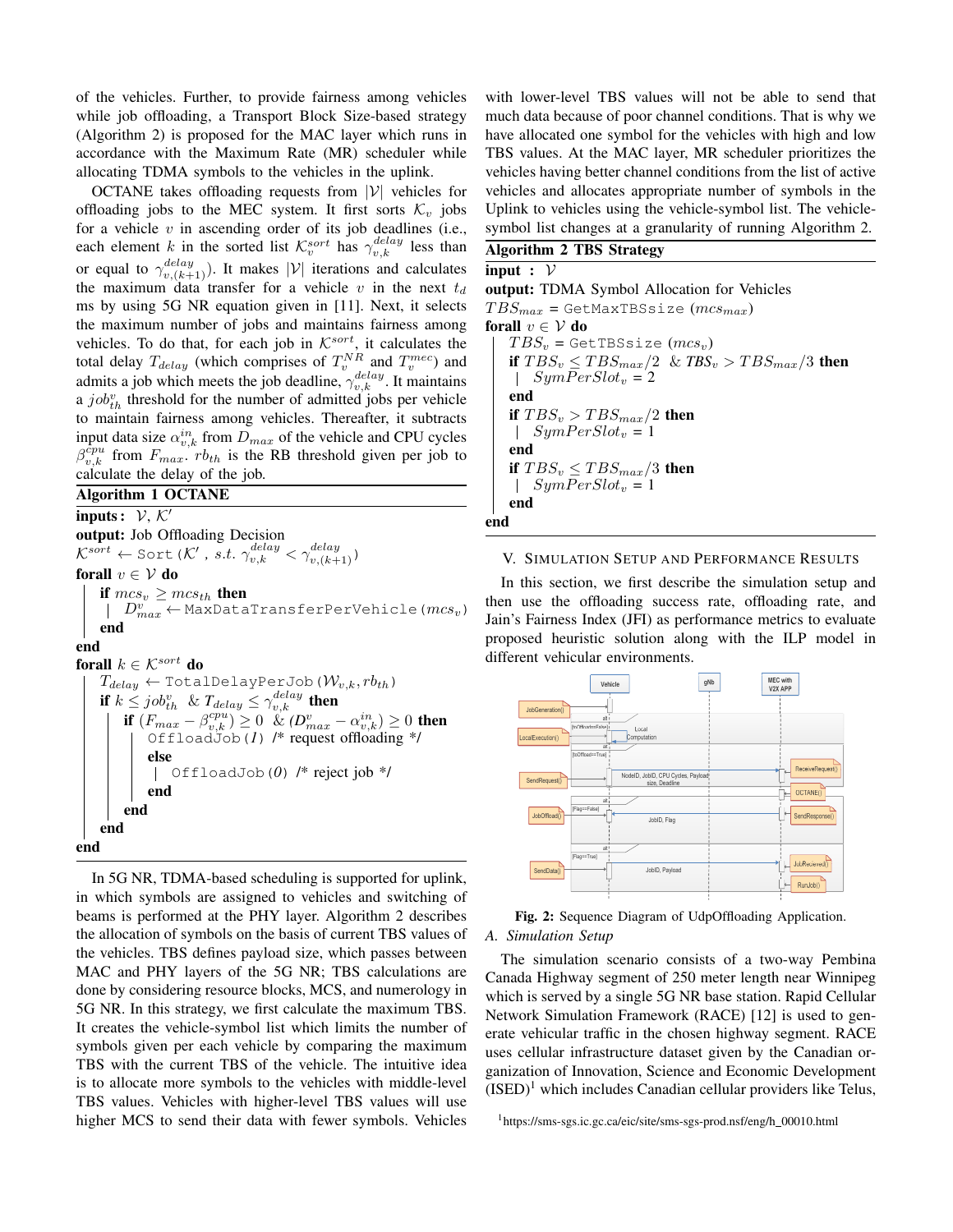of the vehicles. Further, to provide fairness among vehicles while job offloading, a Transport Block Size-based strategy (Algorithm 2) is proposed for the MAC layer which runs in accordance with the Maximum Rate (MR) scheduler while allocating TDMA symbols to the vehicles in the uplink.

OCTANE takes offloading requests from $|\mathcal{V}|$ vehicles for offloading jobs to the MEC system. It first sorts $\mathcal{K}_v$ jobs for a vehicle $v$ in ascending order of its job deadlines (i.e., each element $k$ in the sorted list $\mathcal{K}_v^{sort}$ has $\gamma_{v,k}^{delay}$ less than or equal to $\gamma_{v,(k+1)}^{delay}$). It makes $|\mathcal{V}|$ iterations and calculates the maximum data transfer for a vehicle $v$ in the next $t_d$ ms by using 5G NR equation given in [11]. Next, it selects the maximum number of jobs and maintains fairness among vehicles. To do that, for each job in $\mathcal{K}^{sort}$, it calculates the total delay $T_{delay}$ (which comprises of $T_v^{NR}$ and $T_v^{mec}$) and admits a job which meets the job deadline, $\gamma_{v,k}^{delay}$. It maintains a $job_{th}^v$ threshold for the number of admitted jobs per vehicle to maintain fairness among vehicles. Thereafter, it subtracts input data size $\alpha_{v,k}^{in}$ from $D_{max}$ of the vehicle and CPU cycles $\beta_{v,k}^{cpu}$ from $F_{max}$. $rb_{th}$ is the RB threshold given per job to calculate the delay of the job.

**Algorithm 1 OCTANE**

```
inputs : V, K'
output: Job Offloading Decision
K^sort ← Sort(K', s.t. γ^delay_{v,k} < γ^delay_{v,(k+1)})
forall v ∈ V do
    if mcs_v ≥ mcs_th then
        D^v_max ← MaxDataTransferPerVehicle(mcs_v)
    end
end
forall k ∈ K^sort do
    T_delay ← TotalDelayPerJob(W_{v,k}, rb_th)
    if k ≤ job^v_th & T_delay ≤ γ^delay_{v,k} then
        if (F_max − β^cpu_{v,k}) ≥ 0 & (D^v_max − α^in_{v,k}) ≥ 0 then
            OffloadJob(1) /* request offloading */
        else
            OffloadJob(0) /* reject job */
        end
    end
end
```

In 5G NR, TDMA-based scheduling is supported for uplink, in which symbols are assigned to vehicles and switching of beams is performed at the PHY layer. Algorithm 2 describes the allocation of symbols on the basis of current TBS values of the vehicles. TBS defines payload size, which passes between MAC and PHY layers of the 5G NR; TBS calculations are done by considering resource blocks, MCS, and numerology in 5G NR. In this strategy, we first calculate the maximum TBS. It creates the vehicle-symbol list which limits the number of symbols given per each vehicle by comparing the maximum TBS with the current TBS of the vehicle. The intuitive idea is to allocate more symbols to the vehicles with middle-level TBS values. Vehicles with higher-level TBS values will use higher MCS to send their data with fewer symbols. Vehicles with lower-level TBS values will not be able to send that much data because of poor channel conditions. That is why we have allocated one symbol for the vehicles with high and low TBS values. At the MAC layer, MR scheduler prioritizes the vehicles having better channel conditions from the list of active vehicles and allocates appropriate number of symbols in the Uplink to vehicles using the vehicle-symbol list. The vehicle-symbol list changes at a granularity of running Algorithm 2.

**Algorithm 2 TBS Strategy**

```
input : V
output: TDMA Symbol Allocation for Vehicles
TBS_max = GetMaxTBSsize(mcs_max)
forall v ∈ V do
    TBS_v = GetTBSsize(mcs_v)
    if TBS_v ≤ TBS_max/2 & TBS_v > TBS_max/3 then
        SymPerSlot_v = 2
    end
    if TBS_v > TBS_max/2 then
        SymPerSlot_v = 1
    end
    if TBS_v ≤ TBS_max/3 then
        SymPerSlot_v = 1
    end
end
```

## V. Simulation Setup and Performance Results

In this section, we first describe the simulation setup and then use the offloading success rate, offloading rate, and Jain's Fairness Index (JFI) as performance metrics to evaluate proposed heuristic solution along with the ILP model in different vehicular environments.

**Fig. 2:** Sequence Diagram of UdpOffloading Application.

### A. Simulation Setup

The simulation scenario consists of a two-way Pembina Canada Highway segment of 250 meter length near Winnipeg which is served by a single 5G NR base station. Rapid Cellular Network Simulation Framework (RACE) [12] is used to generate vehicular traffic in the chosen highway segment. RACE uses cellular infrastructure dataset given by the Canadian organization of Innovation, Science and Economic Development (ISED)[1] which includes Canadian cellular providers like Telus,

[1] https://sms-sgs.ic.gc.ca/eic/site/sms-sgs-prod.nsf/eng/h_00010.html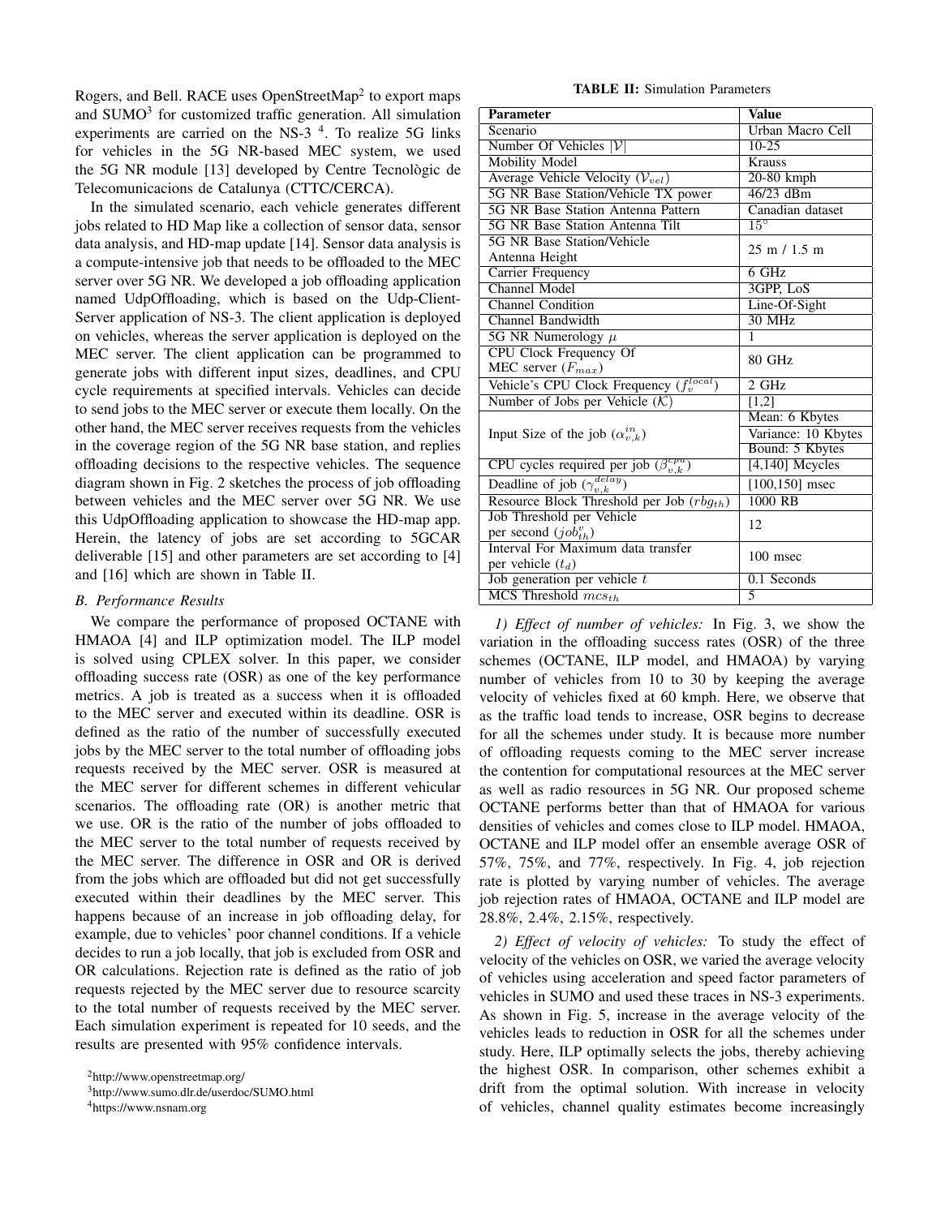Rogers, and Bell. RACE uses OpenStreetMap[2] to export maps and SUMO[3] for customized traffic generation. All simulation experiments are carried on the NS-3 [4]. To realize 5G links for vehicles in the 5G NR-based MEC system, we used the 5G NR module [13] developed by Centre Tecnològic de Telecomunicacions de Catalunya (CTTC/CERCA).

In the simulated scenario, each vehicle generates different jobs related to HD Map like a collection of sensor data, sensor data analysis, and HD-map update [14]. Sensor data analysis is a compute-intensive job that needs to be offloaded to the MEC server over 5G NR. We developed a job offloading application named UdpOffloading, which is based on the Udp-Client-Server application of NS-3. The client application is deployed on vehicles, whereas the server application is deployed on the MEC server. The client application can be programmed to generate jobs with different input sizes, deadlines, and CPU cycle requirements at specified intervals. Vehicles can decide to send jobs to the MEC server or execute them locally. On the other hand, the MEC server receives requests from the vehicles in the coverage region of the 5G NR base station, and replies offloading decisions to the respective vehicles. The sequence diagram shown in Fig. 2 sketches the process of job offloading between vehicles and the MEC server over 5G NR. We use this UdpOffloading application to showcase the HD-map app. Herein, the latency of jobs are set according to 5GCAR deliverable [15] and other parameters are set according to [4] and [16] which are shown in Table II.

### B. Performance Results

We compare the performance of proposed OCTANE with HMAOA [4] and ILP optimization model. The ILP model is solved using CPLEX solver. In this paper, we consider offloading success rate (OSR) as one of the key performance metrics. A job is treated as a success when it is offloaded to the MEC server and executed within its deadline. OSR is defined as the ratio of the number of successfully executed jobs by the MEC server to the total number of offloading jobs requests received by the MEC server. OSR is measured at the MEC server for different schemes in different vehicular scenarios. The offloading rate (OR) is another metric that we use. OR is the ratio of the number of jobs offloaded to the MEC server to the total number of requests received by the MEC server. The difference in OSR and OR is derived from the jobs which are offloaded but did not get successfully executed within their deadlines by the MEC server. This happens because of an increase in job offloading delay, for example, due to vehicles' poor channel conditions. If a vehicle decides to run a job locally, that job is excluded from OSR and OR calculations. Rejection rate is defined as the ratio of job requests rejected by the MEC server due to resource scarcity to the total number of requests received by the MEC server. Each simulation experiment is repeated for 10 seeds, and the results are presented with 95% confidence intervals.

[2]http://www.openstreetmap.org/

[3]http://www.sumo.dlr.de/userdoc/SUMO.html

[4]https://www.nsnam.org

**TABLE II:** Simulation Parameters

| Parameter | Value |
|---|---|
| Scenario | Urban Macro Cell |
| Number Of Vehicles $\|\mathcal{V}\|$ | 10-25 |
| Mobility Model | Krauss |
| Average Vehicle Velocity ($\mathcal{V}_{vel}$) | 20-80 kmph |
| 5G NR Base Station/Vehicle TX power | 46/23 dBm |
| 5G NR Base Station Antenna Pattern | Canadian dataset |
| 5G NR Base Station Antenna Tilt | $15^{\circ}$ |
| 5G NR Base Station/Vehicle Antenna Height | 25 m / 1.5 m |
| Carrier Frequency | 6 GHz |
| Channel Model | 3GPP, LoS |
| Channel Condition | Line-Of-Sight |
| Channel Bandwidth | 30 MHz |
| 5G NR Numerology $\mu$ | 1 |
| CPU Clock Frequency Of MEC server ($F_{max}$) | 80 GHz |
| Vehicle's CPU Clock Frequency ($f_v^{local}$) | 2 GHz |
| Number of Jobs per Vehicle ($\mathcal{K}$) | [1,2] |
| Input Size of the job ($\alpha_{v,k}^{in}$) | Mean: 6 Kbytes |
| | Variance: 10 Kbytes |
| | Bound: 5 Kbytes |
| CPU cycles required per job ($\beta_{v,k}^{cpu}$) | [4,140] Mcycles |
| Deadline of job ($\gamma_{v,k}^{delay}$) | [100,150] msec |
| Resource Block Threshold per Job ($rbg_{th}$) | 1000 RB |
| Job Threshold per Vehicle per second ($job_{th}^{v}$) | 12 |
| Interval For Maximum data transfer per vehicle ($t_d$) | 100 msec |
| Job generation per vehicle $t$ | 0.1 Seconds |
| MCS Threshold $mcs_{th}$ | 5 |

*1) Effect of number of vehicles:* In Fig. 3, we show the variation in the offloading success rates (OSR) of the three schemes (OCTANE, ILP model, and HMAOA) by varying number of vehicles from 10 to 30 by keeping the average velocity of vehicles fixed at 60 kmph. Here, we observe that as the traffic load tends to increase, OSR begins to decrease for all the schemes under study. It is because more number of offloading requests coming to the MEC server increase the contention for computational resources at the MEC server as well as radio resources in 5G NR. Our proposed scheme OCTANE performs better than that of HMAOA for various densities of vehicles and comes close to ILP model. HMAOA, OCTANE and ILP model offer an ensemble average OSR of 57%, 75%, and 77%, respectively. In Fig. 4, job rejection rate is plotted by varying number of vehicles. The average job rejection rates of HMAOA, OCTANE and ILP model are 28.8%, 2.4%, 2.15%, respectively.

*2) Effect of velocity of vehicles:* To study the effect of velocity of the vehicles on OSR, we varied the average velocity of vehicles using acceleration and speed factor parameters of vehicles in SUMO and used these traces in NS-3 experiments. As shown in Fig. 5, increase in the average velocity of the vehicles leads to reduction in OSR for all the schemes under study. Here, ILP optimally selects the jobs, thereby achieving the highest OSR. In comparison, other schemes exhibit a drift from the optimal solution. With increase in velocity of vehicles, channel quality estimates become increasingly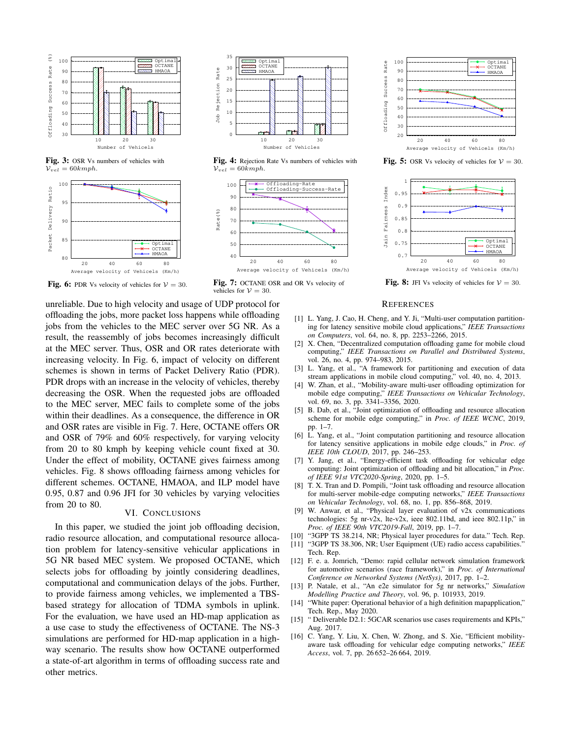Offloading Success Rate (%)
100
90
80
70
60
50
40
30
10
20
30
Number of Vehicles
Optimal
OCTANE
HMAOA

**Fig. 3:** OSR Vs numbers of vehicles with $\mathcal{V}_{vel} = 60kmph$.

Job Rejection Rate
35
30
25
20
15
10
5
0
10
20
30
Number of Vehicles
Optimal
OCTANE
HMAOA

**Fig. 4:** Rejection Rate Vs numbers of vehicles with $\mathcal{V}_{vel} = 60kmph$.

Offloading Success Rate
100
90
80
70
60
50
40
30
20
20
40
60
80
Average velocity of Vehicles (Km/h)
Optimal
OCTANE
HMAOA

**Fig. 5:** OSR Vs velocity of vehicles for $\mathcal{V} = 30$.

Packet Delivery Ratio
100
95
90
85
80
20
40
60
80
Average velocity of Vehicles (Km/h)
Optimal
OCTANE
HMAOA

**Fig. 6:** PDR Vs velocity of vehicles for $\mathcal{V} = 30$.

Rate(%)
100
90
80
70
60
50
40
20
40
60
80
Average velocity of Vehicles (Km/h)
Offloading-Rate
Offloading-Success-Rate

**Fig. 7:** OCTANE OSR and OR Vs velocity of vehicles for $\mathcal{V} = 30$.

Jain Fairness Index
1
0.95
0.9
0.85
0.8
0.75
0.7
20
40
60
80
Average velocity of Vehicles (Km/h)
Optimal
OCTANE
HMAOA

**Fig. 8:** JFI Vs velocity of vehicles for $\mathcal{V} = 30$.

unreliable. Due to high velocity and usage of UDP protocol for offloading the jobs, more packet loss happens while offloading jobs from the vehicles to the MEC server over 5G NR. As a result, the reassembly of jobs becomes increasingly difficult at the MEC server. Thus, OSR and OR rates deteriorate with increasing velocity. In Fig. 6, impact of velocity on different schemes is shown in terms of Packet Delivery Ratio (PDR). PDR drops with an increase in the velocity of vehicles, thereby decreasing the OSR. When the requested jobs are offloaded to the MEC server, MEC fails to complete some of the jobs within their deadlines. As a consequence, the difference in OR and OSR rates are visible in Fig. 7. Here, OCTANE offers OR and OSR of 79% and 60% respectively, for varying velocity from 20 to 80 kmph by keeping vehicle count fixed at 30. Under the effect of mobility, OCTANE gives fairness among vehicles. Fig. 8 shows offloading fairness among vehicles for different schemes. OCTANE, HMAOA, and ILP model have 0.95, 0.87 and 0.96 JFI for 30 vehicles by varying velocities from 20 to 80.

## VI. Conclusions

In this paper, we studied the joint job offloading decision, radio resource allocation, and computational resource allocation problem for latency-sensitive vehicular applications in 5G NR based MEC system. We proposed OCTANE, which selects jobs for offloading by jointly considering deadlines, computational and communication delays of the jobs. Further, to provide fairness among vehicles, we implemented a TBS-based strategy for allocation of TDMA symbols in uplink. For the evaluation, we have used an HD-map application as a use case to study the effectiveness of OCTANE. The NS-3 simulations are performed for HD-map application in a highway scenario. The results show how OCTANE outperformed a state-of-art algorithm in terms of offloading success rate and other metrics.

## References

[1] L. Yang, J. Cao, H. Cheng, and Y. Ji, "Multi-user computation partitioning for latency sensitive mobile cloud applications," *IEEE Transactions on Computers*, vol. 64, no. 8, pp. 2253–2266, 2015.

[2] X. Chen, "Decentralized computation offloading game for mobile cloud computing," *IEEE Transactions on Parallel and Distributed Systems*, vol. 26, no. 4, pp. 974–983, 2015.

[3] L. Yang, et al., "A framework for partitioning and execution of data stream applications in mobile cloud computing," vol. 40, no. 4, 2013.

[4] W. Zhan, et al., "Mobility-aware multi-user offloading optimization for mobile edge computing," *IEEE Transactions on Vehicular Technology*, vol. 69, no. 3, pp. 3341–3356, 2020.

[5] B. Dab, et al., "Joint optimization of offloading and resource allocation scheme for mobile edge computing," in *Proc. of IEEE WCNC*, 2019, pp. 1–7.

[6] L. Yang, et al., "Joint computation partitioning and resource allocation for latency sensitive applications in mobile edge clouds," in *Proc. of IEEE 10th CLOUD*, 2017, pp. 246–253.

[7] Y. Jang, et al., "Energy-efficient task offloading for vehicular edge computing: Joint optimization of offloading and bit allocation," in *Proc. of IEEE 91st VTC2020-Spring*, 2020, pp. 1–5.

[8] T. X. Tran and D. Pompili, "Joint task offloading and resource allocation for multi-server mobile-edge computing networks," *IEEE Transactions on Vehicular Technology*, vol. 68, no. 1, pp. 856–868, 2019.

[9] W. Anwar, et al., "Physical layer evaluation of v2x communications technologies: 5g nr-v2x, lte-v2x, ieee 802.11bd, and ieee 802.11p," in *Proc. of IEEE 90th VTC2019-Fall*, 2019, pp. 1–7.

[10] "3GPP TS 38.214, NR; Physical layer procedures for data." Tech. Rep.

[11] "3GPP TS 38.306, NR; User Equipment (UE) radio access capabilities." Tech. Rep.

[12] F. e. a. Jomrich, "Demo: rapid cellular network simulation framework for automotive scenarios (race framework)," in *Proc. of International Conference on Networked Systems (NetSys)*, 2017, pp. 1–2.

[13] P. Natale, et al., "An e2e simulator for 5g nr networks," *Simulation Modelling Practice and Theory*, vol. 96, p. 101933, 2019.

[14] "White paper: Operational behavior of a high definition mapapplication," Tech. Rep., May 2020.

[15] " Deliverable D2.1: 5GCAR scenarios use cases requirements and KPIs," Aug. 2017.

[16] C. Yang, Y. Liu, X. Chen, W. Zhong, and S. Xie, "Efficient mobility-aware task offloading for vehicular edge computing networks," *IEEE Access*, vol. 7, pp. 26 652–26 664, 2019.